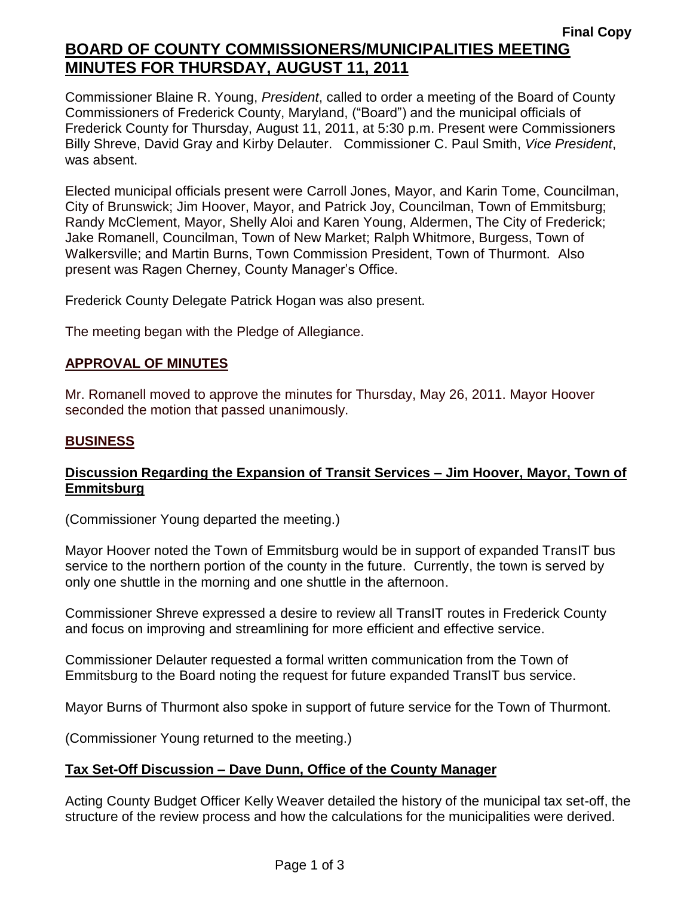**Final Copy**

# BOARD OF COUNTY COMMISSIONERS/MUNICIPALITIES MEETING MINUTES FOR THURSDAY, AUGUST 11, 2011

Commissioner Blaine R. Young, *President*, called to order a meeting of the Board of County Commissioners of Frederick County, Maryland, ("Board") and the municipal officials of Frederick County for Thursday, August 11, 2011, at 5:30 p.m. Present were Commissioners Billy Shreve, David Gray and Kirby Delauter. Commissioner C. Paul Smith, *Vice President*, was absent.

Elected municipal officials present were Carroll Jones, Mayor, and Karin Tome, Councilman, City of Brunswick; Jim Hoover, Mayor, and Patrick Joy, Councilman, Town of Emmitsburg; Randy McClement, Mayor, Shelly Aloi and Karen Young, Aldermen, The City of Frederick; Jake Romanell, Councilman, Town of New Market; Ralph Whitmore, Burgess, Town of Walkersville; and Martin Burns, Town Commission President, Town of Thurmont. Also present was Ragen Cherney, County Manager's Office.

Frederick County Delegate Patrick Hogan was also present.

The meeting began with the Pledge of Allegiance.

## APPROVAL OF MINUTES

Mr. Romanell moved to approve the minutes for Thursday, May 26, 2011. Mayor Hoover seconded the motion that passed unanimously.

## BUSINESS

### Discussion Regarding the Expansion of Transit Services – Jim Hoover, Mayor, Town of Emmitsburg

(Commissioner Young departed the meeting.)

Mayor Hoover noted the Town of Emmitsburg would be in support of expanded TransIT bus service to the northern portion of the county in the future. Currently, the town is served by only one shuttle in the morning and one shuttle in the afternoon.

Commissioner Shreve expressed a desire to review all TransIT routes in Frederick County and focus on improving and streamlining for more efficient and effective service.

Commissioner Delauter requested a formal written communication from the Town of Emmitsburg to the Board noting the request for future expanded TransIT bus service.

Mayor Burns of Thurmont also spoke in support of future service for the Town of Thurmont.

(Commissioner Young returned to the meeting.)

### Tax Set-Off Discussion – Dave Dunn, Office of the County Manager

Acting County Budget Officer Kelly Weaver detailed the history of the municipal tax set-off, the structure of the review process and how the calculations for the municipalities were derived.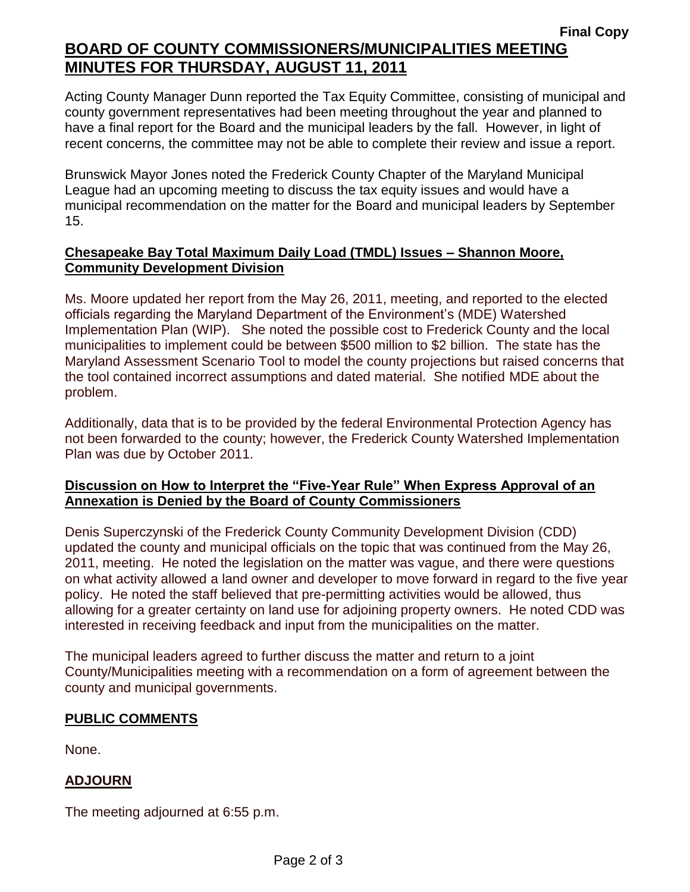Acting County Manager Dunn reported the Tax Equity Committee, consisting of municipal and county government representatives had been meeting throughout the year and planned to have a final report for the Board and the municipal leaders by the fall. However, in light of recent concerns, the committee may not be able to complete their review and issue a report.

Brunswick Mayor Jones noted the Frederick County Chapter of the Maryland Municipal League had an upcoming meeting to discuss the tax equity issues and would have a municipal recommendation on the matter for the Board and municipal leaders by September 15.

**Chesapeake Bay Total Maximum Daily Load (TMDL) Issues – Shannon Moore, Community Development Division**

Ms. Moore updated her report from the May 26, 2011, meeting, and reported to the elected officials regarding the Maryland Department of the Environment's (MDE) Watershed Implementation Plan (WIP). She noted the possible cost to Frederick County and the local municipalities to implement could be between $500 million to $2 billion. The state has the Maryland Assessment Scenario Tool to model the county projections but raised concerns that the tool contained incorrect assumptions and dated material. She notified MDE about the problem.

Additionally, data that is to be provided by the federal Environmental Protection Agency has not been forwarded to the county; however, the Frederick County Watershed Implementation Plan was due by October 2011.

**Discussion on How to Interpret the "Five-Year Rule" When Express Approval of an Annexation is Denied by the Board of County Commissioners**

Denis Superczynski of the Frederick County Community Development Division (CDD) updated the county and municipal officials on the topic that was continued from the May 26, 2011, meeting. He noted the legislation on the matter was vague, and there were questions on what activity allowed a land owner and developer to move forward in regard to the five year policy. He noted the staff believed that pre-permitting activities would be allowed, thus allowing for a greater certainty on land use for adjoining property owners. He noted CDD was interested in receiving feedback and input from the municipalities on the matter.

The municipal leaders agreed to further discuss the matter and return to a joint County/Municipalities meeting with a recommendation on a form of agreement between the county and municipal governments.

**PUBLIC COMMENTS**

None.

**ADJOURN**

The meeting adjourned at 6:55 p.m.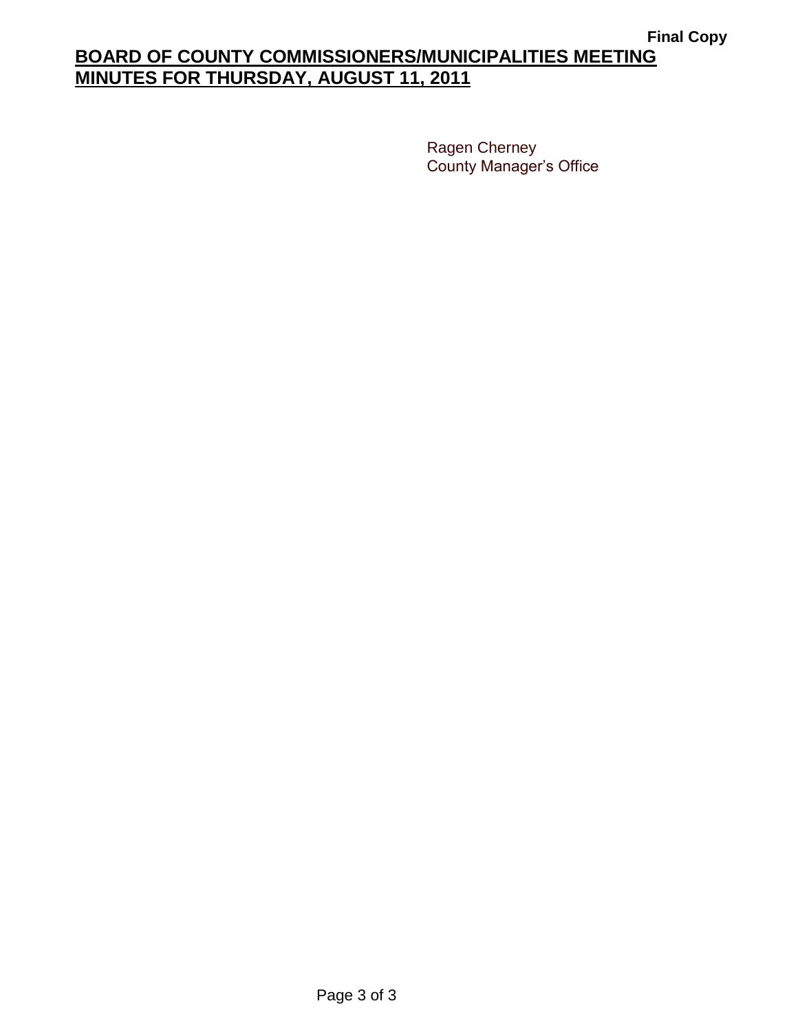Ragen Cherney
County Manager's Office